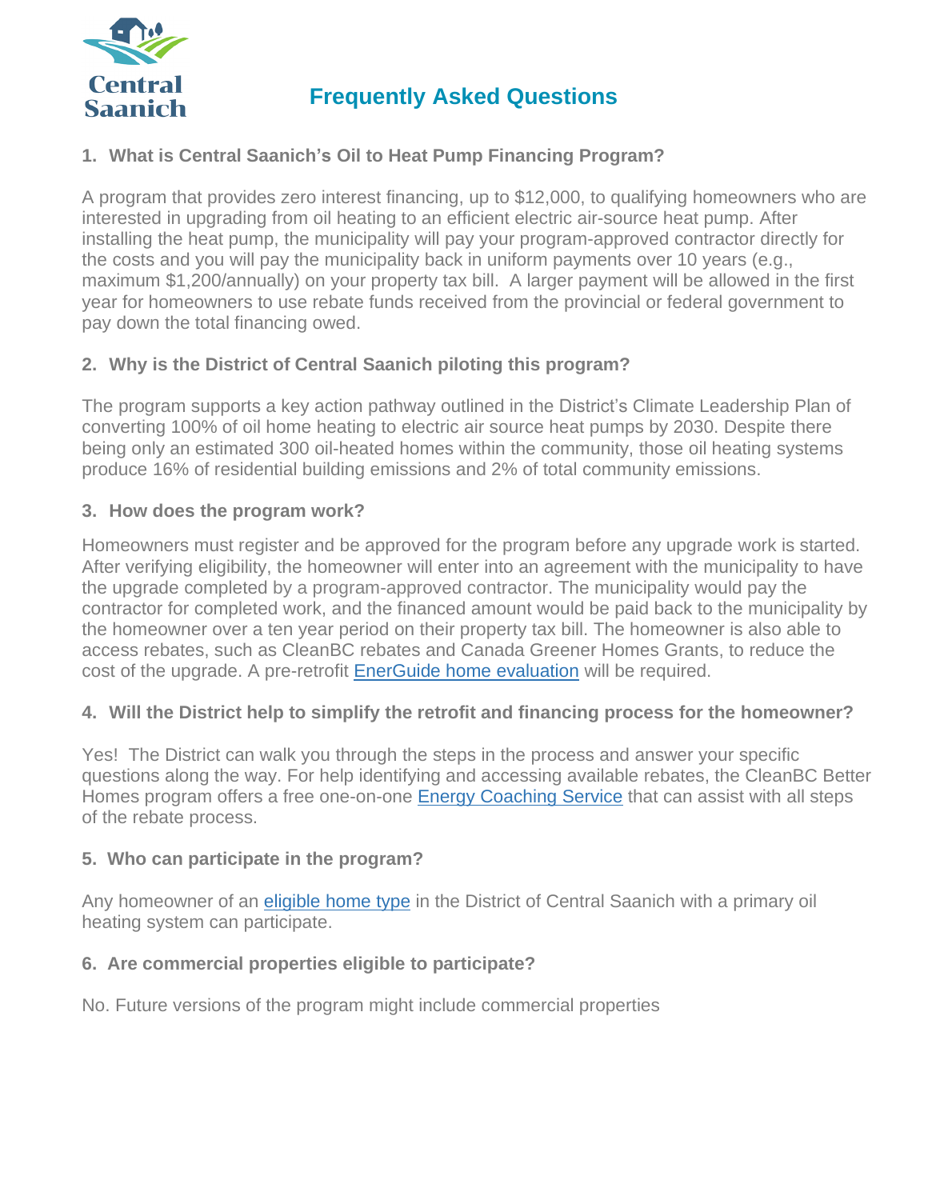Central Saanich

# Frequently Asked Questions

### 1. What is Central Saanich's Oil to Heat Pump Financing Program?

A program that provides zero interest financing, up to $12,000, to qualifying homeowners who are interested in upgrading from oil heating to an efficient electric air-source heat pump. After installing the heat pump, the municipality will pay your program-approved contractor directly for the costs and you will pay the municipality back in uniform payments over 10 years (e.g., maximum $1,200/annually) on your property tax bill. A larger payment will be allowed in the first year for homeowners to use rebate funds received from the provincial or federal government to pay down the total financing owed.

### 2. Why is the District of Central Saanich piloting this program?

The program supports a key action pathway outlined in the District's Climate Leadership Plan of converting 100% of oil home heating to electric air source heat pumps by 2030. Despite there being only an estimated 300 oil-heated homes within the community, those oil heating systems produce 16% of residential building emissions and 2% of total community emissions.

### 3. How does the program work?

Homeowners must register and be approved for the program before any upgrade work is started. After verifying eligibility, the homeowner will enter into an agreement with the municipality to have the upgrade completed by a program-approved contractor. The municipality would pay the contractor for completed work, and the financed amount would be paid back to the municipality by the homeowner over a ten year period on their property tax bill. The homeowner is also able to access rebates, such as CleanBC rebates and Canada Greener Homes Grants, to reduce the cost of the upgrade. A pre-retrofit EnerGuide home evaluation will be required.

### 4. Will the District help to simplify the retrofit and financing process for the homeowner?

Yes! The District can walk you through the steps in the process and answer your specific questions along the way. For help identifying and accessing available rebates, the CleanBC Better Homes program offers a free one-on-one Energy Coaching Service that can assist with all steps of the rebate process.

### 5. Who can participate in the program?

Any homeowner of an eligible home type in the District of Central Saanich with a primary oil heating system can participate.

### 6. Are commercial properties eligible to participate?

No. Future versions of the program might include commercial properties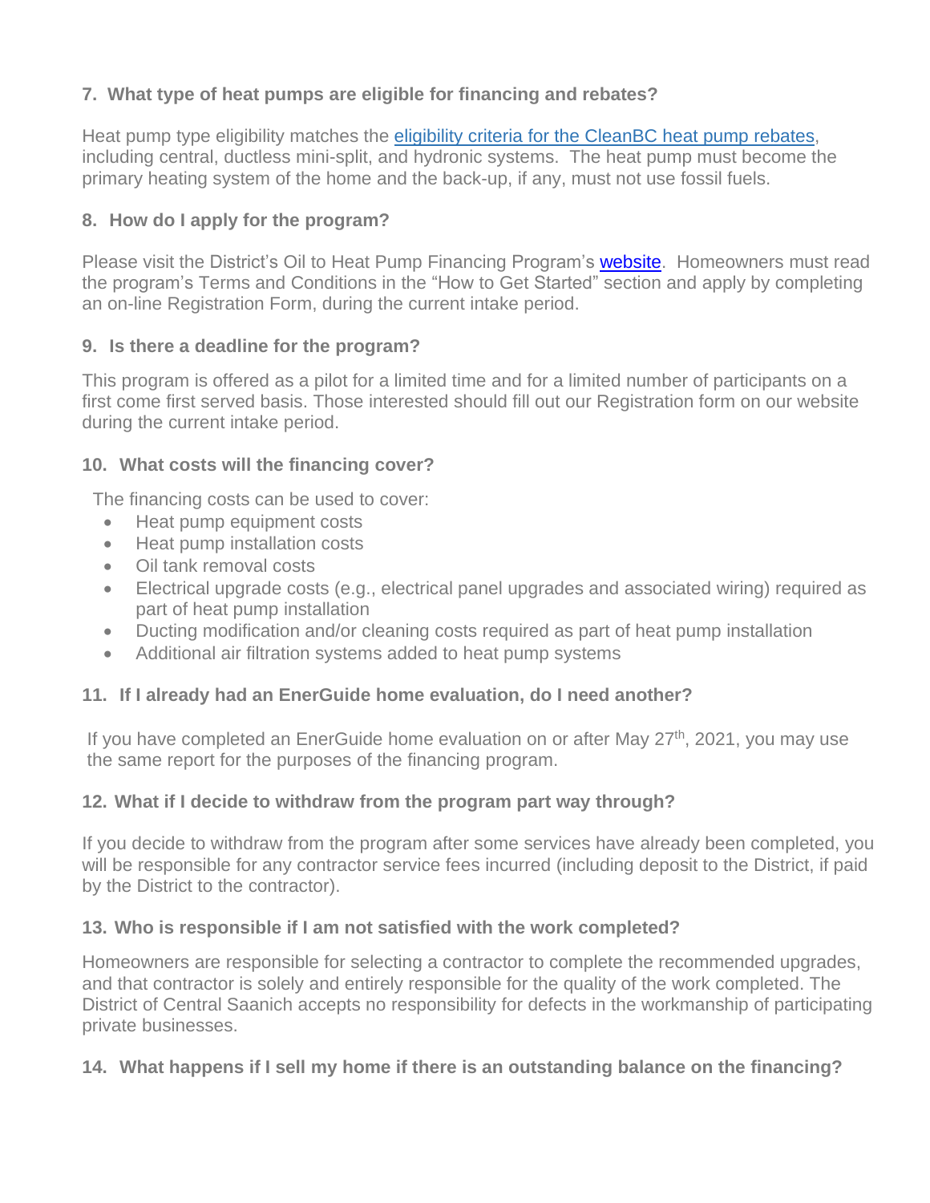**7. What type of heat pumps are eligible for financing and rebates?**

Heat pump type eligibility matches the [eligibility criteria for the CleanBC heat pump rebates](), including central, ductless mini-split, and hydronic systems. The heat pump must become the primary heating system of the home and the back-up, if any, must not use fossil fuels.

**8. How do I apply for the program?**

Please visit the District's Oil to Heat Pump Financing Program's [website](). Homeowners must read the program's Terms and Conditions in the "How to Get Started" section and apply by completing an on-line Registration Form, during the current intake period.

**9. Is there a deadline for the program?**

This program is offered as a pilot for a limited time and for a limited number of participants on a first come first served basis. Those interested should fill out our Registration form on our website during the current intake period.

**10. What costs will the financing cover?**

The financing costs can be used to cover:

- Heat pump equipment costs
- Heat pump installation costs
- Oil tank removal costs
- Electrical upgrade costs (e.g., electrical panel upgrades and associated wiring) required as part of heat pump installation
- Ducting modification and/or cleaning costs required as part of heat pump installation
- Additional air filtration systems added to heat pump systems

**11. If I already had an EnerGuide home evaluation, do I need another?**

If you have completed an EnerGuide home evaluation on or after May 27th, 2021, you may use the same report for the purposes of the financing program.

**12. What if I decide to withdraw from the program part way through?**

If you decide to withdraw from the program after some services have already been completed, you will be responsible for any contractor service fees incurred (including deposit to the District, if paid by the District to the contractor).

**13. Who is responsible if I am not satisfied with the work completed?**

Homeowners are responsible for selecting a contractor to complete the recommended upgrades, and that contractor is solely and entirely responsible for the quality of the work completed. The District of Central Saanich accepts no responsibility for defects in the workmanship of participating private businesses.

**14. What happens if I sell my home if there is an outstanding balance on the financing?**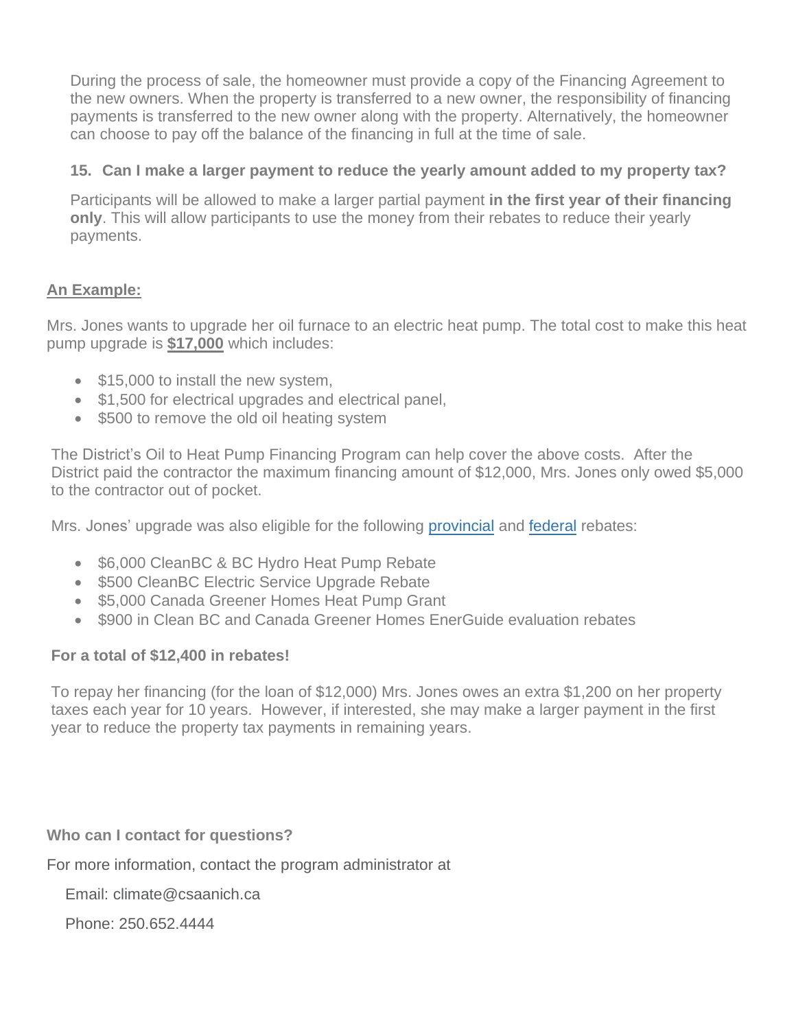During the process of sale, the homeowner must provide a copy of the Financing Agreement to the new owners. When the property is transferred to a new owner, the responsibility of financing payments is transferred to the new owner along with the property. Alternatively, the homeowner can choose to pay off the balance of the financing in full at the time of sale.

**15. Can I make a larger payment to reduce the yearly amount added to my property tax?**

Participants will be allowed to make a larger partial payment **in the first year of their financing only**. This will allow participants to use the money from their rebates to reduce their yearly payments.

## An Example:

Mrs. Jones wants to upgrade her oil furnace to an electric heat pump. The total cost to make this heat pump upgrade is **$17,000** which includes:

- $15,000 to install the new system,
- $1,500 for electrical upgrades and electrical panel,
- $500 to remove the old oil heating system

The District's Oil to Heat Pump Financing Program can help cover the above costs. After the District paid the contractor the maximum financing amount of $12,000, Mrs. Jones only owed $5,000 to the contractor out of pocket.

Mrs. Jones' upgrade was also eligible for the following provincial and federal rebates:

- $6,000 CleanBC & BC Hydro Heat Pump Rebate
- $500 CleanBC Electric Service Upgrade Rebate
- $5,000 Canada Greener Homes Heat Pump Grant
- $900 in Clean BC and Canada Greener Homes EnerGuide evaluation rebates

**For a total of $12,400 in rebates!**

To repay her financing (for the loan of $12,000) Mrs. Jones owes an extra $1,200 on her property taxes each year for 10 years. However, if interested, she may make a larger payment in the first year to reduce the property tax payments in remaining years.

**Who can I contact for questions?**

For more information, contact the program administrator at

Email: climate@csaanich.ca

Phone: 250.652.4444